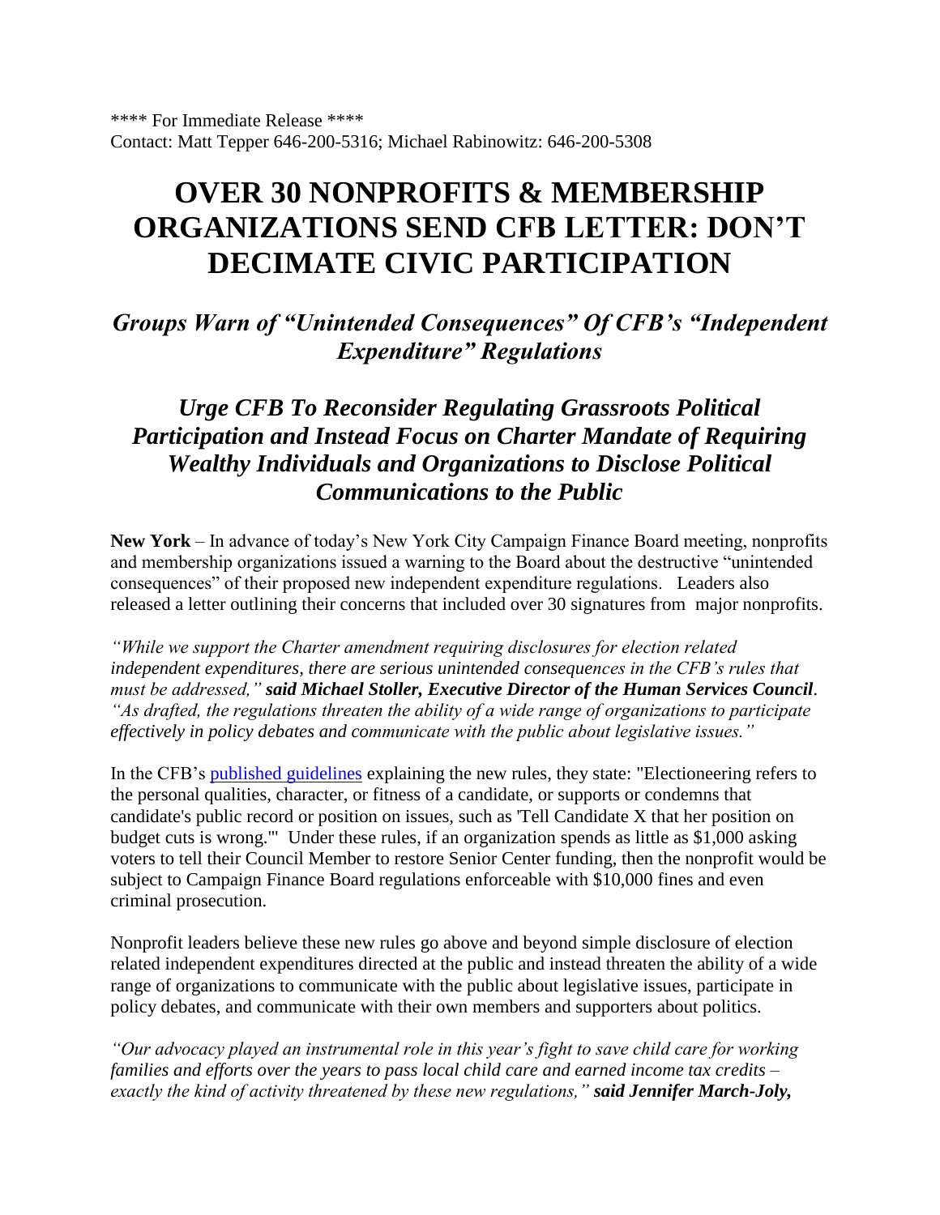**** For Immediate Release ****
Contact: Matt Tepper 646-200-5316; Michael Rabinowitz: 646-200-5308

# OVER 30 NONPROFITS & MEMBERSHIP ORGANIZATIONS SEND CFB LETTER: DON'T DECIMATE CIVIC PARTICIPATION

## *Groups Warn of "Unintended Consequences" Of CFB's "Independent Expenditure" Regulations*

## *Urge CFB To Reconsider Regulating Grassroots Political Participation and Instead Focus on Charter Mandate of Requiring Wealthy Individuals and Organizations to Disclose Political Communications to the Public*

**New York** – In advance of today's New York City Campaign Finance Board meeting, nonprofits and membership organizations issued a warning to the Board about the destructive "unintended consequences" of their proposed new independent expenditure regulations. Leaders also released a letter outlining their concerns that included over 30 signatures from major nonprofits.

*"While we support the Charter amendment requiring disclosures for election related independent expenditures, there are serious unintended consequences in the CFB's rules that must be addressed,"* ***said Michael Stoller, Executive Director of the Human Services Council***. *"As drafted, the regulations threaten the ability of a wide range of organizations to participate effectively in policy debates and communicate with the public about legislative issues."*

In the CFB's published guidelines explaining the new rules, they state: "Electioneering refers to the personal qualities, character, or fitness of a candidate, or supports or condemns that candidate's public record or position on issues, such as 'Tell Candidate X that her position on budget cuts is wrong.'" Under these rules, if an organization spends as little as $1,000 asking voters to tell their Council Member to restore Senior Center funding, then the nonprofit would be subject to Campaign Finance Board regulations enforceable with $10,000 fines and even criminal prosecution.

Nonprofit leaders believe these new rules go above and beyond simple disclosure of election related independent expenditures directed at the public and instead threaten the ability of a wide range of organizations to communicate with the public about legislative issues, participate in policy debates, and communicate with their own members and supporters about politics.

*"Our advocacy played an instrumental role in this year's fight to save child care for working families and efforts over the years to pass local child care and earned income tax credits – exactly the kind of activity threatened by these new regulations,"* ***said Jennifer March-Joly,***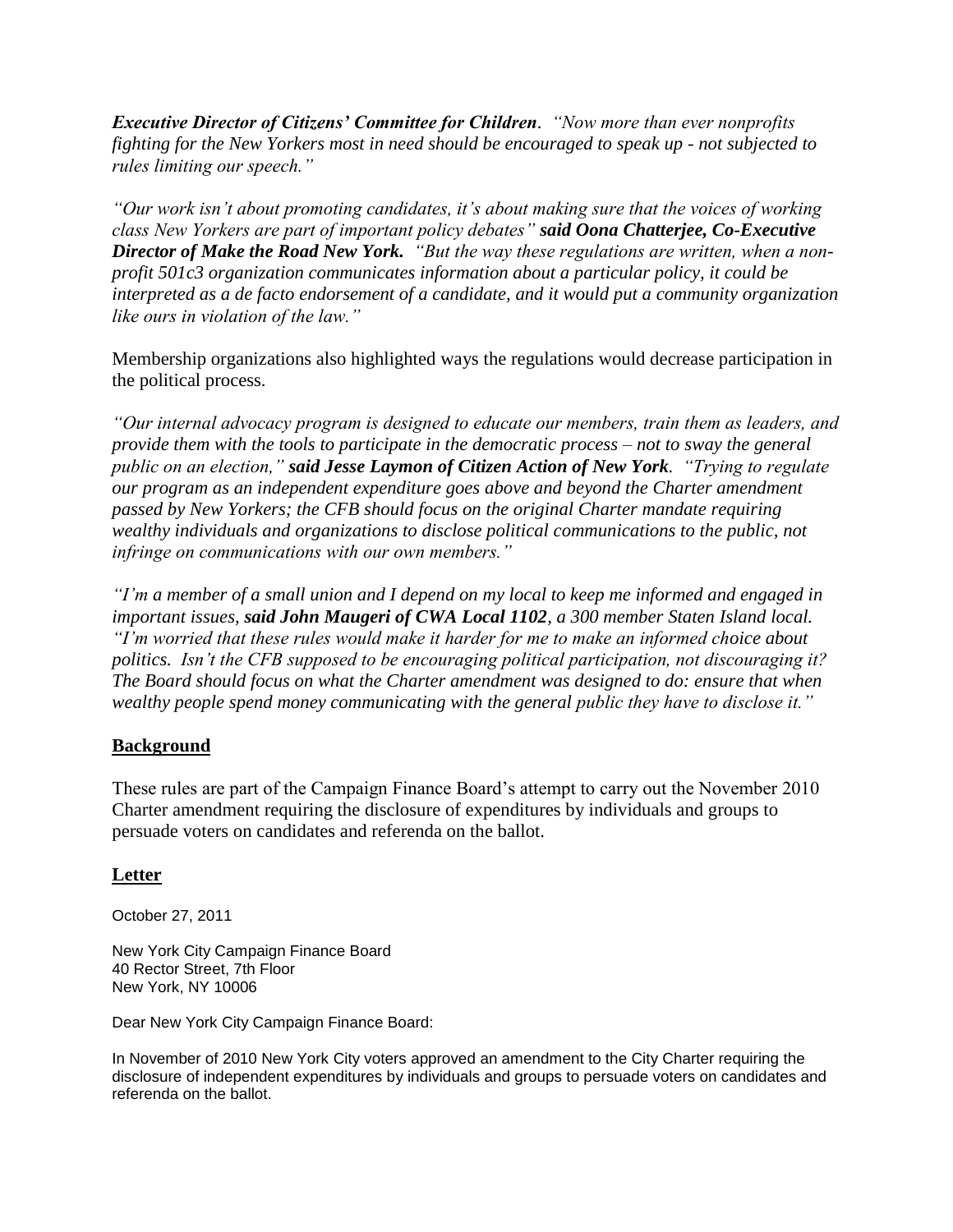***Executive Director of Citizens' Committee for Children****. "Now more than ever nonprofits fighting for the New Yorkers most in need should be encouraged to speak up - not subjected to rules limiting our speech."*

*"Our work isn't about promoting candidates, it's about making sure that the voices of working class New Yorkers are part of important policy debates"* ***said Oona Chatterjee, Co-Executive Director of Make the Road New York.*** *"But the way these regulations are written, when a non-profit 501c3 organization communicates information about a particular policy, it could be interpreted as a de facto endorsement of a candidate, and it would put a community organization like ours in violation of the law."*

Membership organizations also highlighted ways the regulations would decrease participation in the political process.

*"Our internal advocacy program is designed to educate our members, train them as leaders, and provide them with the tools to participate in the democratic process – not to sway the general public on an election,"* ***said Jesse Laymon of Citizen Action of New York****. "Trying to regulate our program as an independent expenditure goes above and beyond the Charter amendment passed by New Yorkers; the CFB should focus on the original Charter mandate requiring wealthy individuals and organizations to disclose political communications to the public, not infringe on communications with our own members."*

*"I'm a member of a small union and I depend on my local to keep me informed and engaged in important issues,* ***said John Maugeri of CWA Local 1102****, a 300 member Staten Island local. "I'm worried that these rules would make it harder for me to make an informed choice about politics. Isn't the CFB supposed to be encouraging political participation, not discouraging it? The Board should focus on what the Charter amendment was designed to do: ensure that when wealthy people spend money communicating with the general public they have to disclose it."*

## Background

These rules are part of the Campaign Finance Board's attempt to carry out the November 2010 Charter amendment requiring the disclosure of expenditures by individuals and groups to persuade voters on candidates and referenda on the ballot.

## Letter

October 27, 2011

New York City Campaign Finance Board
40 Rector Street, 7th Floor
New York, NY 10006

Dear New York City Campaign Finance Board:

In November of 2010 New York City voters approved an amendment to the City Charter requiring the disclosure of independent expenditures by individuals and groups to persuade voters on candidates and referenda on the ballot.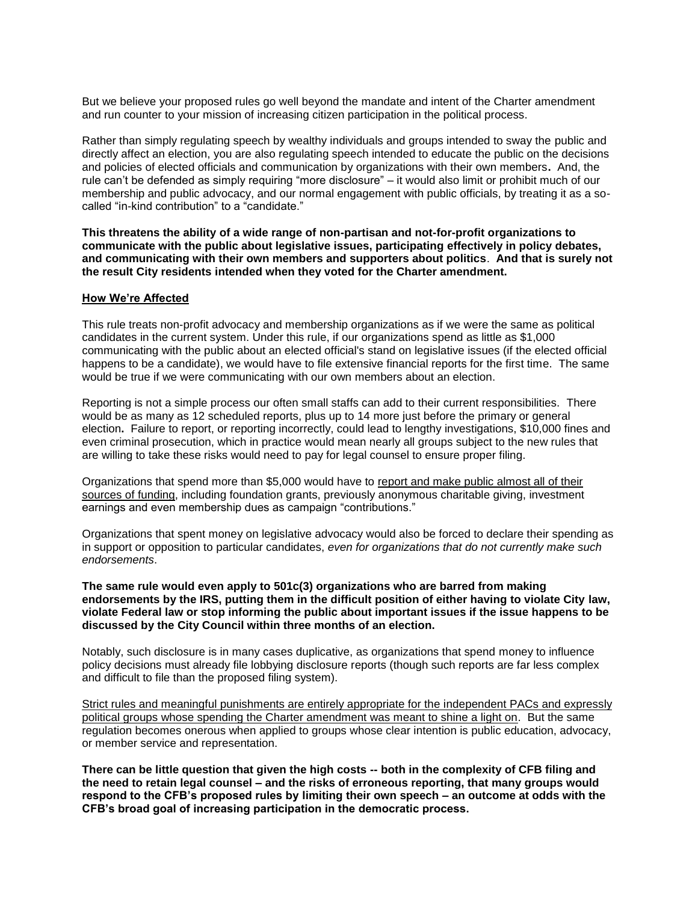But we believe your proposed rules go well beyond the mandate and intent of the Charter amendment and run counter to your mission of increasing citizen participation in the political process.

Rather than simply regulating speech by wealthy individuals and groups intended to sway the public and directly affect an election, you are also regulating speech intended to educate the public on the decisions and policies of elected officials and communication by organizations with their own members**.** And, the rule can't be defended as simply requiring "more disclosure" – it would also limit or prohibit much of our membership and public advocacy, and our normal engagement with public officials, by treating it as a so-called "in-kind contribution" to a "candidate."

**This threatens the ability of a wide range of non-partisan and not-for-profit organizations to communicate with the public about legislative issues, participating effectively in policy debates, and communicating with their own members and supporters about politics**. **And that is surely not the result City residents intended when they voted for the Charter amendment.**

**How We're Affected**

This rule treats non-profit advocacy and membership organizations as if we were the same as political candidates in the current system. Under this rule, if our organizations spend as little as $1,000 communicating with the public about an elected official's stand on legislative issues (if the elected official happens to be a candidate), we would have to file extensive financial reports for the first time. The same would be true if we were communicating with our own members about an election.

Reporting is not a simple process our often small staffs can add to their current responsibilities. There would be as many as 12 scheduled reports, plus up to 14 more just before the primary or general election**.** Failure to report, or reporting incorrectly, could lead to lengthy investigations, $10,000 fines and even criminal prosecution, which in practice would mean nearly all groups subject to the new rules that are willing to take these risks would need to pay for legal counsel to ensure proper filing.

Organizations that spend more than $5,000 would have to report and make public almost all of their sources of funding, including foundation grants, previously anonymous charitable giving, investment earnings and even membership dues as campaign "contributions."

Organizations that spent money on legislative advocacy would also be forced to declare their spending as in support or opposition to particular candidates, *even for organizations that do not currently make such endorsements*.

**The same rule would even apply to 501c(3) organizations who are barred from making endorsements by the IRS, putting them in the difficult position of either having to violate City law, violate Federal law or stop informing the public about important issues if the issue happens to be discussed by the City Council within three months of an election.**

Notably, such disclosure is in many cases duplicative, as organizations that spend money to influence policy decisions must already file lobbying disclosure reports (though such reports are far less complex and difficult to file than the proposed filing system).

Strict rules and meaningful punishments are entirely appropriate for the independent PACs and expressly political groups whose spending the Charter amendment was meant to shine a light on. But the same regulation becomes onerous when applied to groups whose clear intention is public education, advocacy, or member service and representation.

**There can be little question that given the high costs -- both in the complexity of CFB filing and the need to retain legal counsel – and the risks of erroneous reporting, that many groups would respond to the CFB's proposed rules by limiting their own speech – an outcome at odds with the CFB's broad goal of increasing participation in the democratic process.**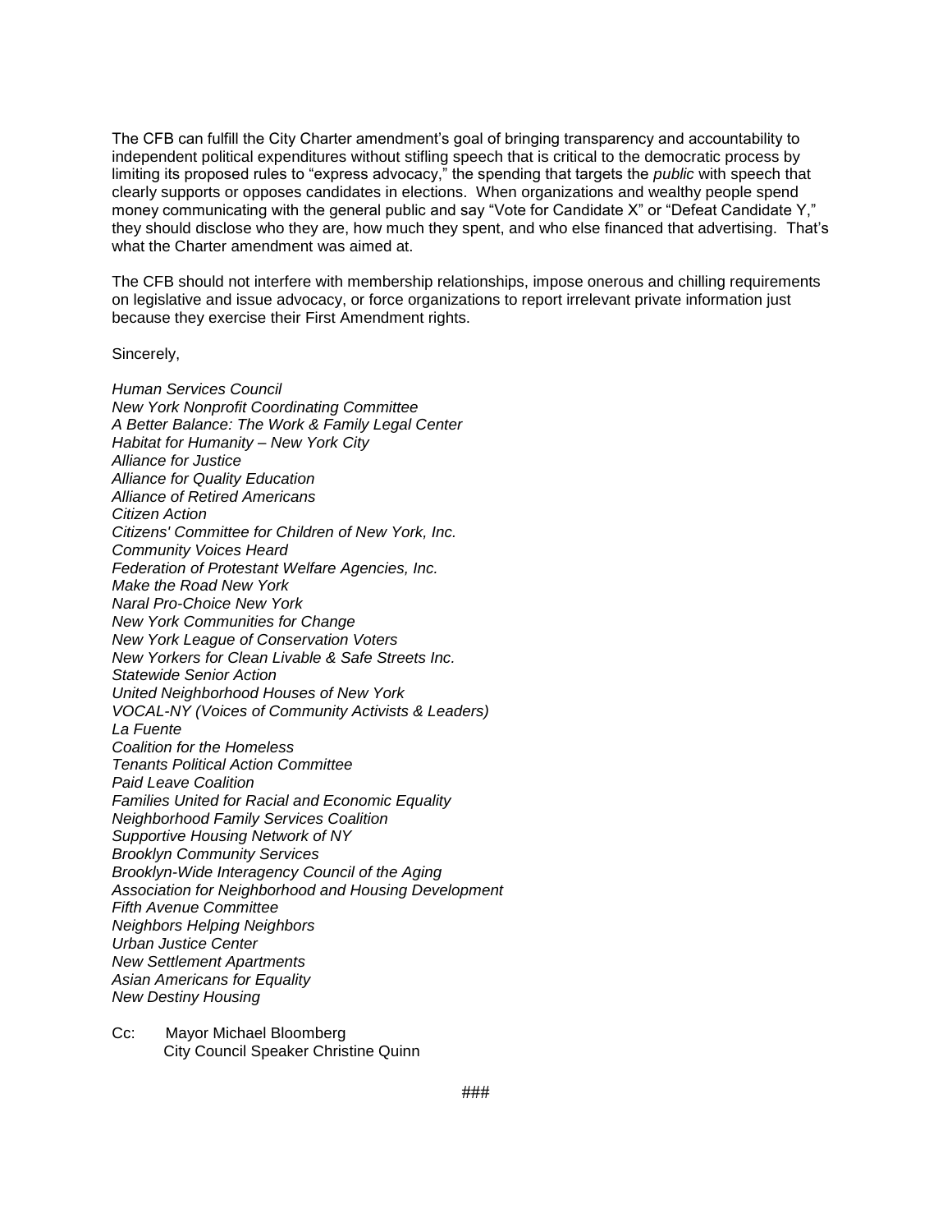The CFB can fulfill the City Charter amendment's goal of bringing transparency and accountability to independent political expenditures without stifling speech that is critical to the democratic process by limiting its proposed rules to "express advocacy," the spending that targets the *public* with speech that clearly supports or opposes candidates in elections. When organizations and wealthy people spend money communicating with the general public and say "Vote for Candidate X" or "Defeat Candidate Y," they should disclose who they are, how much they spent, and who else financed that advertising. That's what the Charter amendment was aimed at.

The CFB should not interfere with membership relationships, impose onerous and chilling requirements on legislative and issue advocacy, or force organizations to report irrelevant private information just because they exercise their First Amendment rights.

Sincerely,

*Human Services Council*
*New York Nonprofit Coordinating Committee*
*A Better Balance: The Work & Family Legal Center*
*Habitat for Humanity – New York City*
*Alliance for Justice*
*Alliance for Quality Education*
*Alliance of Retired Americans*
*Citizen Action*
*Citizens' Committee for Children of New York, Inc.*
*Community Voices Heard*
*Federation of Protestant Welfare Agencies, Inc.*
*Make the Road New York*
*Naral Pro-Choice New York*
*New York Communities for Change*
*New York League of Conservation Voters*
*New Yorkers for Clean Livable & Safe Streets Inc.*
*Statewide Senior Action*
*United Neighborhood Houses of New York*
*VOCAL-NY (Voices of Community Activists & Leaders)*
*La Fuente*
*Coalition for the Homeless*
*Tenants Political Action Committee*
*Paid Leave Coalition*
*Families United for Racial and Economic Equality*
*Neighborhood Family Services Coalition*
*Supportive Housing Network of NY*
*Brooklyn Community Services*
*Brooklyn-Wide Interagency Council of the Aging*
*Association for Neighborhood and Housing Development*
*Fifth Avenue Committee*
*Neighbors Helping Neighbors*
*Urban Justice Center*
*New Settlement Apartments*
*Asian Americans for Equality*
*New Destiny Housing*

Cc: Mayor Michael Bloomberg
City Council Speaker Christine Quinn

###